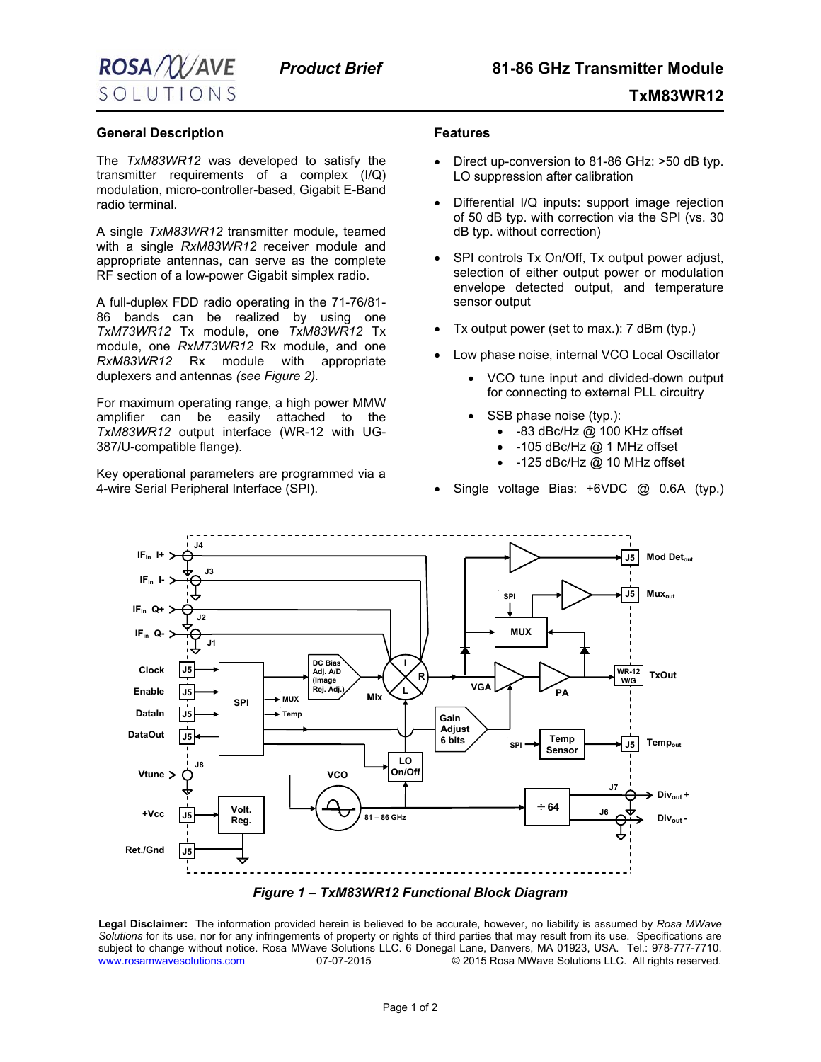# 81-86 GHz Transmitter Module

## TxM83WR12

*Product Brief*

## General Description

The *TxM83WR12* was developed to satisfy the transmitter requirements of a complex (I/Q) modulation, micro-controller-based, Gigabit E-Band radio terminal.

A single *TxM83WR12* transmitter module, teamed with a single *RxM83WR12* receiver module and appropriate antennas, can serve as the complete RF section of a low-power Gigabit simplex radio.

A full-duplex FDD radio operating in the 71-76/81-86 bands can be realized by using one *TxM73WR12* Tx module, one *TxM83WR12* Tx module, one *RxM73WR12* Rx module, and one *RxM83WR12* Rx module with appropriate duplexers and antennas *(see Figure 2).*

For maximum operating range, a high power MMW amplifier can be easily attached to the *TxM83WR12* output interface (WR-12 with UG-387/U-compatible flange).

Key operational parameters are programmed via a 4-wire Serial Peripheral Interface (SPI).

## Features

- Direct up-conversion to 81-86 GHz: >50 dB typ. LO suppression after calibration
- Differential I/Q inputs: support image rejection of 50 dB typ. with correction via the SPI (vs. 30 dB typ. without correction)
- SPI controls Tx On/Off, Tx output power adjust, selection of either output power or modulation envelope detected output, and temperature sensor output
- Tx output power (set to max.): 7 dBm (typ.)
- Low phase noise, internal VCO Local Oscillator
  - VCO tune input and divided-down output for connecting to external PLL circuitry
  - SSB phase noise (typ.):
    - -83 dBc/Hz @ 100 KHz offset
    - -105 dBc/Hz @ 1 MHz offset
    - -125 dBc/Hz @ 10 MHz offset
- Single voltage Bias: +6VDC @ 0.6A (typ.)

*Figure 1 – TxM83WR12 Functional Block Diagram*

**Legal Disclaimer:** The information provided herein is believed to be accurate, however, no liability is assumed by *Rosa MWave Solutions* for its use, nor for any infringements of property or rights of third parties that may result from its use. Specifications are subject to change without notice. Rosa MWave Solutions LLC. 6 Donegal Lane, Danvers, MA 01923, USA. Tel.: 978-777-7710. www.rosamwavesolutions.com 07-07-2015 © 2015 Rosa MWave Solutions LLC. All rights reserved.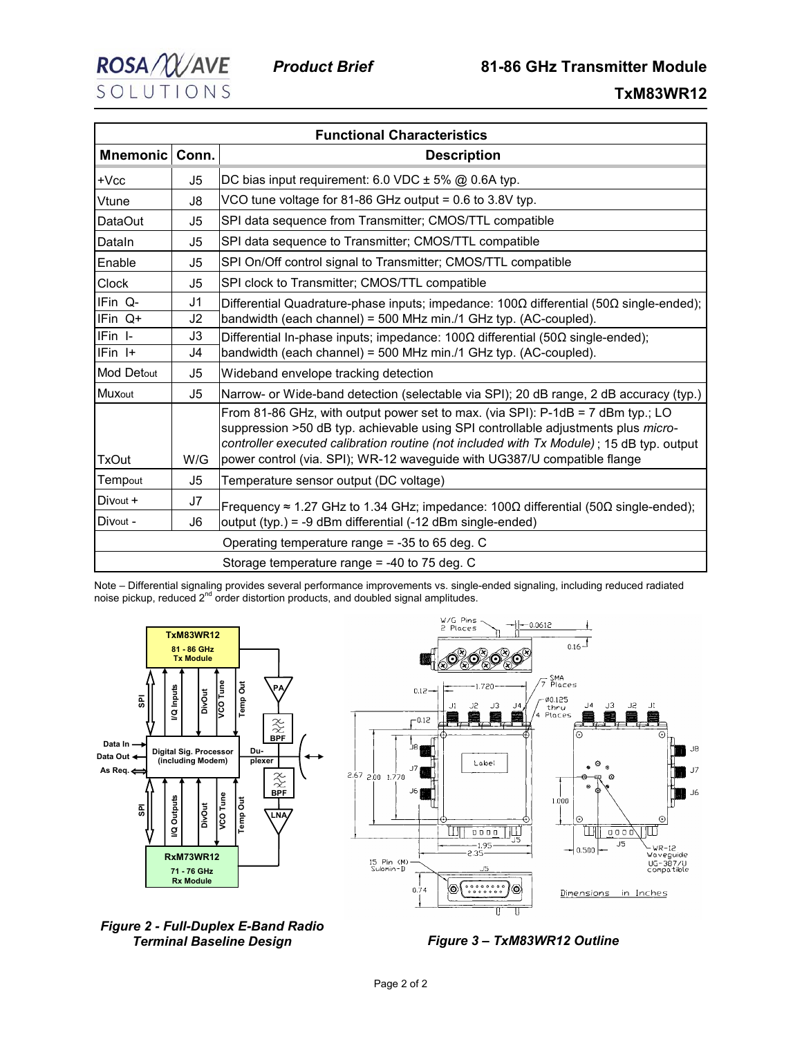**Product Brief**

**81-86 GHz Transmitter Module**

**TxM83WR12**

| Functional Characteristics | | |
|---|---|---|
| **Mnemonic** | **Conn.** | **Description** |
| +Vcc | J5 | DC bias input requirement: 6.0 VDC ± 5% @ 0.6A typ. |
| Vtune | J8 | VCO tune voltage for 81-86 GHz output = 0.6 to 3.8V typ. |
| DataOut | J5 | SPI data sequence from Transmitter; CMOS/TTL compatible |
| DataIn | J5 | SPI data sequence to Transmitter; CMOS/TTL compatible |
| Enable | J5 | SPI On/Off control signal to Transmitter; CMOS/TTL compatible |
| Clock | J5 | SPI clock to Transmitter; CMOS/TTL compatible |
| IFin Q- | J1 | Differential Quadrature-phase inputs; impedance: 100Ω differential (50Ω single-ended); bandwidth (each channel) = 500 MHz min./1 GHz typ. (AC-coupled). |
| IFin Q+ | J2 | |
| IFin I- | J3 | Differential In-phase inputs; impedance: 100Ω differential (50Ω single-ended); bandwidth (each channel) = 500 MHz min./1 GHz typ. (AC-coupled). |
| IFin I+ | J4 | |
| Mod Detout | J5 | Wideband envelope tracking detection |
| Muxout | J5 | Narrow- or Wide-band detection (selectable via SPI); 20 dB range, 2 dB accuracy (typ.) |
| TxOut | W/G | From 81-86 GHz, with output power set to max. (via SPI): P-1dB = 7 dBm typ.; LO suppression >50 dB typ. achievable using SPI controllable adjustments plus *micro-controller executed calibration routine (not included with Tx Module)* ; 15 dB typ. output power control (via. SPI); WR-12 waveguide with UG387/U compatible flange |
| Tempout | J5 | Temperature sensor output (DC voltage) |
| Divout + | J7 | Frequency ≈ 1.27 GHz to 1.34 GHz; impedance: 100Ω differential (50Ω single-ended); output (typ.) = -9 dBm differential (-12 dBm single-ended) |
| Divout - | J6 | |
| Operating temperature range = -35 to 65 deg. C | | |
| Storage temperature range = -40 to 75 deg. C | | |

Note – Differential signaling provides several performance improvements vs. single-ended signaling, including reduced radiated noise pickup, reduced 2nd order distortion products, and doubled signal amplitudes.

TxM83WR12
81 - 86 GHz
Tx Module
SPI
I/Q Inputs
DivOut
VCO Tune
Temp Out
PA
BPF
Data In
Data Out
As Req.
Digital Sig. Processor
(including Modem)
Du-
plexer
BPF
SPI
I/Q Outputs
DivOut
VCO Tune
Temp Out
LNA
RxM73WR12
71 - 76 GHz
Rx Module

*Figure 2 - Full-Duplex E-Band Radio Terminal Baseline Design*

W/G Pins
2 Places
0.0612
0.16
SMA
7 Places
0.12
1.720
Ø0.125
thru
4 Places
J1 J2 J3 J4
J4 J3 J2 J1
0.12
J8
J7
J6
Label
2.67 2.00 1.770
J8
J7
J6
1.000
1.95
2.35
J5
0.500
J5
WR-12
Waveguide
UG-387/U
compatible
15 Pin (M)
Submin-D
J5
0.74
Dimensions in Inches

*Figure 3 – TxM83WR12 Outline*